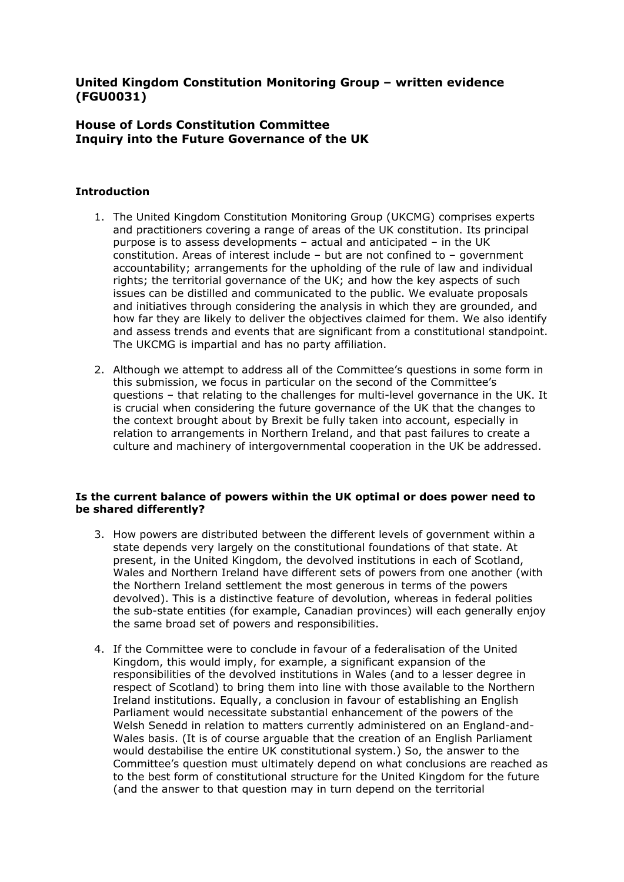**United Kingdom Constitution Monitoring Group – written evidence (FGU0031)**

**House of Lords Constitution Committee**
**Inquiry into the Future Governance of the UK**

**Introduction**

1. The United Kingdom Constitution Monitoring Group (UKCMG) comprises experts and practitioners covering a range of areas of the UK constitution. Its principal purpose is to assess developments – actual and anticipated – in the UK constitution. Areas of interest include – but are not confined to – government accountability; arrangements for the upholding of the rule of law and individual rights; the territorial governance of the UK; and how the key aspects of such issues can be distilled and communicated to the public. We evaluate proposals and initiatives through considering the analysis in which they are grounded, and how far they are likely to deliver the objectives claimed for them. We also identify and assess trends and events that are significant from a constitutional standpoint. The UKCMG is impartial and has no party affiliation.

2. Although we attempt to address all of the Committee's questions in some form in this submission, we focus in particular on the second of the Committee's questions – that relating to the challenges for multi-level governance in the UK. It is crucial when considering the future governance of the UK that the changes to the context brought about by Brexit be fully taken into account, especially in relation to arrangements in Northern Ireland, and that past failures to create a culture and machinery of intergovernmental cooperation in the UK be addressed.

**Is the current balance of powers within the UK optimal or does power need to be shared differently?**

3. How powers are distributed between the different levels of government within a state depends very largely on the constitutional foundations of that state. At present, in the United Kingdom, the devolved institutions in each of Scotland, Wales and Northern Ireland have different sets of powers from one another (with the Northern Ireland settlement the most generous in terms of the powers devolved). This is a distinctive feature of devolution, whereas in federal polities the sub-state entities (for example, Canadian provinces) will each generally enjoy the same broad set of powers and responsibilities.

4. If the Committee were to conclude in favour of a federalisation of the United Kingdom, this would imply, for example, a significant expansion of the responsibilities of the devolved institutions in Wales (and to a lesser degree in respect of Scotland) to bring them into line with those available to the Northern Ireland institutions. Equally, a conclusion in favour of establishing an English Parliament would necessitate substantial enhancement of the powers of the Welsh Senedd in relation to matters currently administered on an England-and-Wales basis. (It is of course arguable that the creation of an English Parliament would destabilise the entire UK constitutional system.) So, the answer to the Committee's question must ultimately depend on what conclusions are reached as to the best form of constitutional structure for the United Kingdom for the future (and the answer to that question may in turn depend on the territorial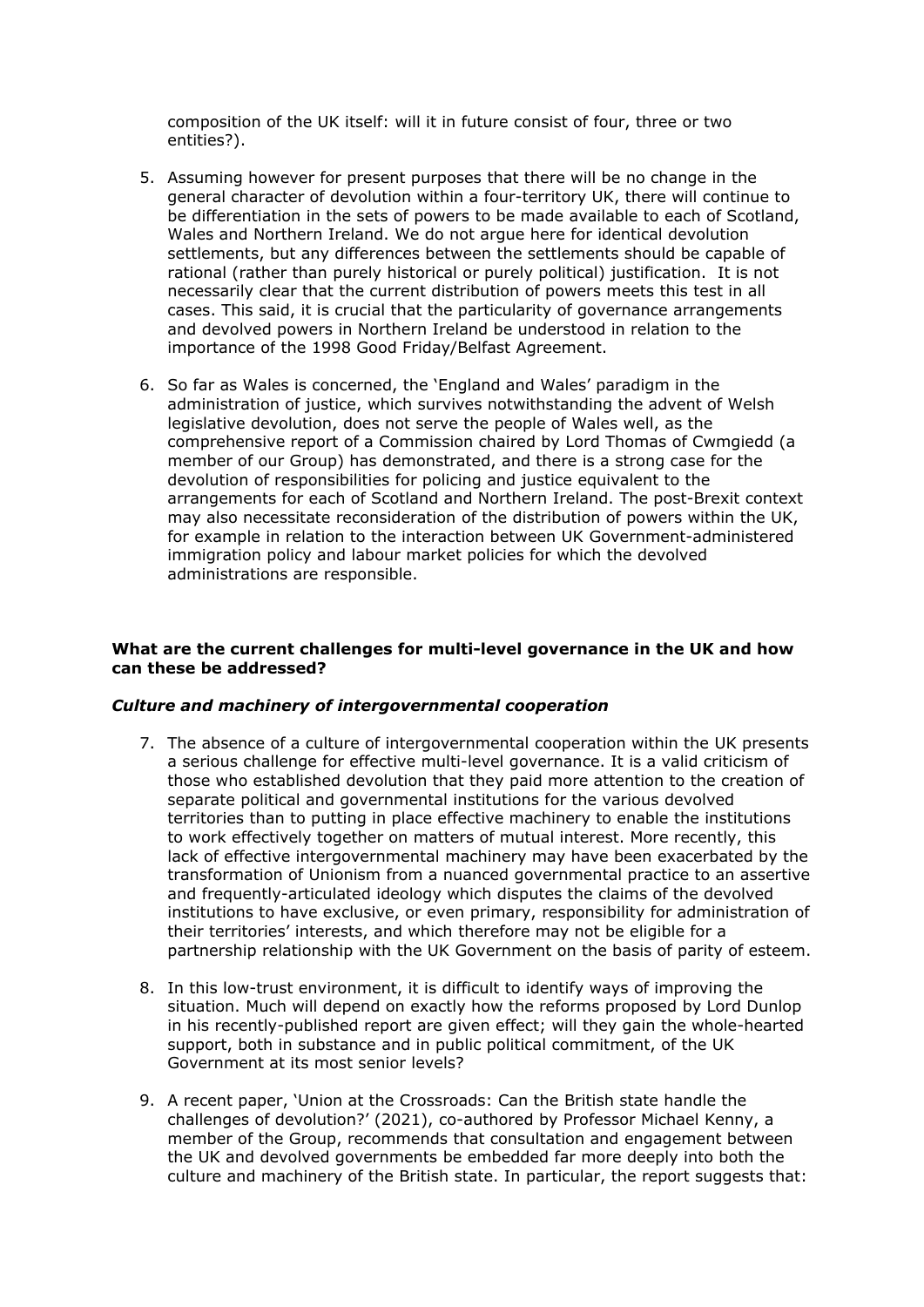composition of the UK itself: will it in future consist of four, three or two entities?).

5. Assuming however for present purposes that there will be no change in the general character of devolution within a four-territory UK, there will continue to be differentiation in the sets of powers to be made available to each of Scotland, Wales and Northern Ireland. We do not argue here for identical devolution settlements, but any differences between the settlements should be capable of rational (rather than purely historical or purely political) justification. It is not necessarily clear that the current distribution of powers meets this test in all cases. This said, it is crucial that the particularity of governance arrangements and devolved powers in Northern Ireland be understood in relation to the importance of the 1998 Good Friday/Belfast Agreement.

6. So far as Wales is concerned, the 'England and Wales' paradigm in the administration of justice, which survives notwithstanding the advent of Welsh legislative devolution, does not serve the people of Wales well, as the comprehensive report of a Commission chaired by Lord Thomas of Cwmgiedd (a member of our Group) has demonstrated, and there is a strong case for the devolution of responsibilities for policing and justice equivalent to the arrangements for each of Scotland and Northern Ireland. The post-Brexit context may also necessitate reconsideration of the distribution of powers within the UK, for example in relation to the interaction between UK Government-administered immigration policy and labour market policies for which the devolved administrations are responsible.

**What are the current challenges for multi-level governance in the UK and how can these be addressed?**

***Culture and machinery of intergovernmental cooperation***

7. The absence of a culture of intergovernmental cooperation within the UK presents a serious challenge for effective multi-level governance. It is a valid criticism of those who established devolution that they paid more attention to the creation of separate political and governmental institutions for the various devolved territories than to putting in place effective machinery to enable the institutions to work effectively together on matters of mutual interest. More recently, this lack of effective intergovernmental machinery may have been exacerbated by the transformation of Unionism from a nuanced governmental practice to an assertive and frequently-articulated ideology which disputes the claims of the devolved institutions to have exclusive, or even primary, responsibility for administration of their territories' interests, and which therefore may not be eligible for a partnership relationship with the UK Government on the basis of parity of esteem.

8. In this low-trust environment, it is difficult to identify ways of improving the situation. Much will depend on exactly how the reforms proposed by Lord Dunlop in his recently-published report are given effect; will they gain the whole-hearted support, both in substance and in public political commitment, of the UK Government at its most senior levels?

9. A recent paper, 'Union at the Crossroads: Can the British state handle the challenges of devolution?' (2021), co-authored by Professor Michael Kenny, a member of the Group, recommends that consultation and engagement between the UK and devolved governments be embedded far more deeply into both the culture and machinery of the British state. In particular, the report suggests that: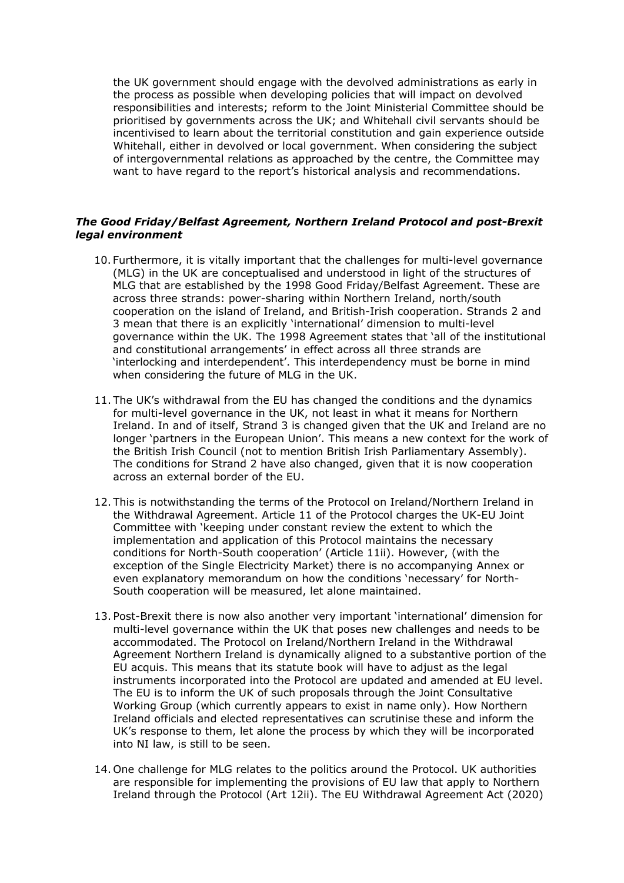the UK government should engage with the devolved administrations as early in the process as possible when developing policies that will impact on devolved responsibilities and interests; reform to the Joint Ministerial Committee should be prioritised by governments across the UK; and Whitehall civil servants should be incentivised to learn about the territorial constitution and gain experience outside Whitehall, either in devolved or local government. When considering the subject of intergovernmental relations as approached by the centre, the Committee may want to have regard to the report's historical analysis and recommendations.

***The Good Friday/Belfast Agreement, Northern Ireland Protocol and post-Brexit legal environment***

10. Furthermore, it is vitally important that the challenges for multi-level governance (MLG) in the UK are conceptualised and understood in light of the structures of MLG that are established by the 1998 Good Friday/Belfast Agreement. These are across three strands: power-sharing within Northern Ireland, north/south cooperation on the island of Ireland, and British-Irish cooperation. Strands 2 and 3 mean that there is an explicitly 'international' dimension to multi-level governance within the UK. The 1998 Agreement states that 'all of the institutional and constitutional arrangements' in effect across all three strands are 'interlocking and interdependent'. This interdependency must be borne in mind when considering the future of MLG in the UK.

11. The UK's withdrawal from the EU has changed the conditions and the dynamics for multi-level governance in the UK, not least in what it means for Northern Ireland. In and of itself, Strand 3 is changed given that the UK and Ireland are no longer 'partners in the European Union'. This means a new context for the work of the British Irish Council (not to mention British Irish Parliamentary Assembly). The conditions for Strand 2 have also changed, given that it is now cooperation across an external border of the EU.

12. This is notwithstanding the terms of the Protocol on Ireland/Northern Ireland in the Withdrawal Agreement. Article 11 of the Protocol charges the UK-EU Joint Committee with 'keeping under constant review the extent to which the implementation and application of this Protocol maintains the necessary conditions for North-South cooperation' (Article 11ii). However, (with the exception of the Single Electricity Market) there is no accompanying Annex or even explanatory memorandum on how the conditions 'necessary' for North-South cooperation will be measured, let alone maintained.

13. Post-Brexit there is now also another very important 'international' dimension for multi-level governance within the UK that poses new challenges and needs to be accommodated. The Protocol on Ireland/Northern Ireland in the Withdrawal Agreement Northern Ireland is dynamically aligned to a substantive portion of the EU acquis. This means that its statute book will have to adjust as the legal instruments incorporated into the Protocol are updated and amended at EU level. The EU is to inform the UK of such proposals through the Joint Consultative Working Group (which currently appears to exist in name only). How Northern Ireland officials and elected representatives can scrutinise these and inform the UK's response to them, let alone the process by which they will be incorporated into NI law, is still to be seen.

14. One challenge for MLG relates to the politics around the Protocol. UK authorities are responsible for implementing the provisions of EU law that apply to Northern Ireland through the Protocol (Art 12ii). The EU Withdrawal Agreement Act (2020)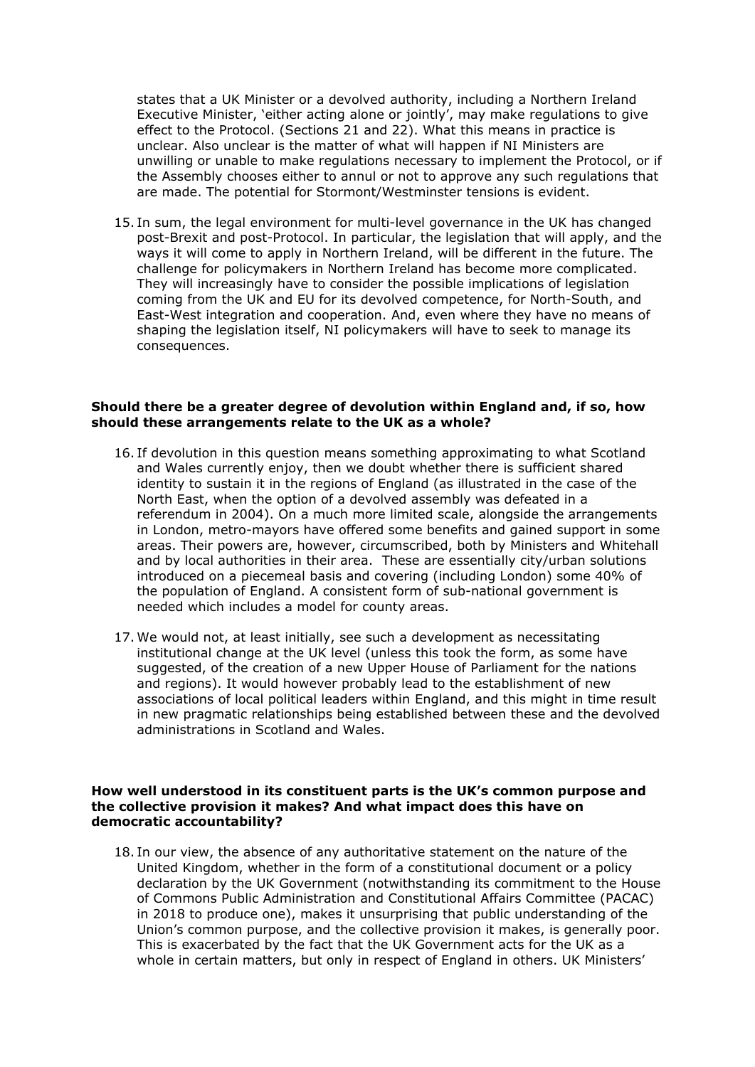states that a UK Minister or a devolved authority, including a Northern Ireland Executive Minister, 'either acting alone or jointly', may make regulations to give effect to the Protocol. (Sections 21 and 22). What this means in practice is unclear. Also unclear is the matter of what will happen if NI Ministers are unwilling or unable to make regulations necessary to implement the Protocol, or if the Assembly chooses either to annul or not to approve any such regulations that are made. The potential for Stormont/Westminster tensions is evident.

15. In sum, the legal environment for multi-level governance in the UK has changed post-Brexit and post-Protocol. In particular, the legislation that will apply, and the ways it will come to apply in Northern Ireland, will be different in the future. The challenge for policymakers in Northern Ireland has become more complicated. They will increasingly have to consider the possible implications of legislation coming from the UK and EU for its devolved competence, for North-South, and East-West integration and cooperation. And, even where they have no means of shaping the legislation itself, NI policymakers will have to seek to manage its consequences.

**Should there be a greater degree of devolution within England and, if so, how should these arrangements relate to the UK as a whole?**

16. If devolution in this question means something approximating to what Scotland and Wales currently enjoy, then we doubt whether there is sufficient shared identity to sustain it in the regions of England (as illustrated in the case of the North East, when the option of a devolved assembly was defeated in a referendum in 2004). On a much more limited scale, alongside the arrangements in London, metro-mayors have offered some benefits and gained support in some areas. Their powers are, however, circumscribed, both by Ministers and Whitehall and by local authorities in their area. These are essentially city/urban solutions introduced on a piecemeal basis and covering (including London) some 40% of the population of England. A consistent form of sub-national government is needed which includes a model for county areas.

17. We would not, at least initially, see such a development as necessitating institutional change at the UK level (unless this took the form, as some have suggested, of the creation of a new Upper House of Parliament for the nations and regions). It would however probably lead to the establishment of new associations of local political leaders within England, and this might in time result in new pragmatic relationships being established between these and the devolved administrations in Scotland and Wales.

**How well understood in its constituent parts is the UK's common purpose and the collective provision it makes? And what impact does this have on democratic accountability?**

18. In our view, the absence of any authoritative statement on the nature of the United Kingdom, whether in the form of a constitutional document or a policy declaration by the UK Government (notwithstanding its commitment to the House of Commons Public Administration and Constitutional Affairs Committee (PACAC) in 2018 to produce one), makes it unsurprising that public understanding of the Union's common purpose, and the collective provision it makes, is generally poor. This is exacerbated by the fact that the UK Government acts for the UK as a whole in certain matters, but only in respect of England in others. UK Ministers'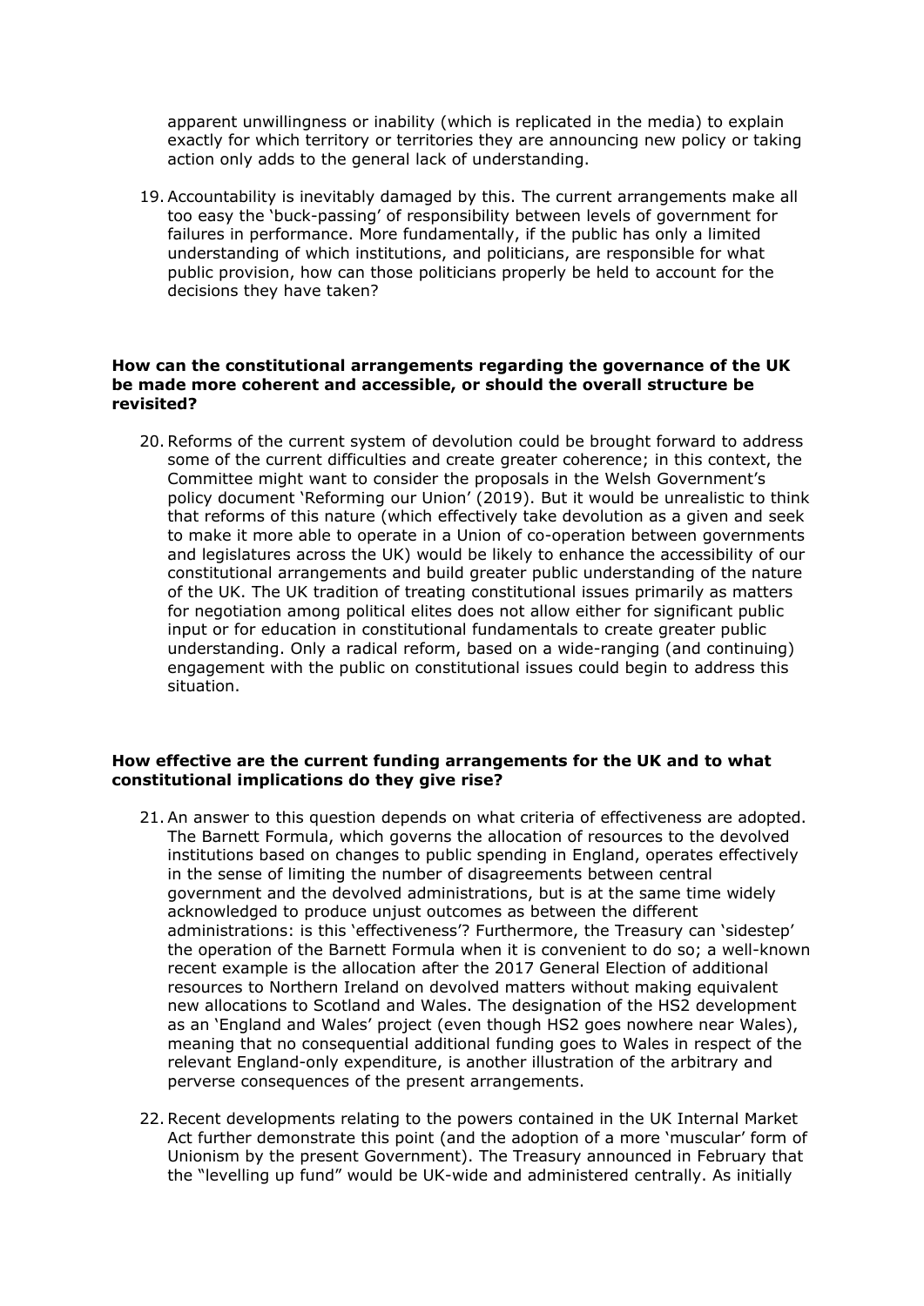apparent unwillingness or inability (which is replicated in the media) to explain exactly for which territory or territories they are announcing new policy or taking action only adds to the general lack of understanding.

19. Accountability is inevitably damaged by this. The current arrangements make all too easy the 'buck-passing' of responsibility between levels of government for failures in performance. More fundamentally, if the public has only a limited understanding of which institutions, and politicians, are responsible for what public provision, how can those politicians properly be held to account for the decisions they have taken?

**How can the constitutional arrangements regarding the governance of the UK be made more coherent and accessible, or should the overall structure be revisited?**

20. Reforms of the current system of devolution could be brought forward to address some of the current difficulties and create greater coherence; in this context, the Committee might want to consider the proposals in the Welsh Government's policy document 'Reforming our Union' (2019). But it would be unrealistic to think that reforms of this nature (which effectively take devolution as a given and seek to make it more able to operate in a Union of co-operation between governments and legislatures across the UK) would be likely to enhance the accessibility of our constitutional arrangements and build greater public understanding of the nature of the UK. The UK tradition of treating constitutional issues primarily as matters for negotiation among political elites does not allow either for significant public input or for education in constitutional fundamentals to create greater public understanding. Only a radical reform, based on a wide-ranging (and continuing) engagement with the public on constitutional issues could begin to address this situation.

**How effective are the current funding arrangements for the UK and to what constitutional implications do they give rise?**

21. An answer to this question depends on what criteria of effectiveness are adopted. The Barnett Formula, which governs the allocation of resources to the devolved institutions based on changes to public spending in England, operates effectively in the sense of limiting the number of disagreements between central government and the devolved administrations, but is at the same time widely acknowledged to produce unjust outcomes as between the different administrations: is this 'effectiveness'? Furthermore, the Treasury can 'sidestep' the operation of the Barnett Formula when it is convenient to do so; a well-known recent example is the allocation after the 2017 General Election of additional resources to Northern Ireland on devolved matters without making equivalent new allocations to Scotland and Wales. The designation of the HS2 development as an 'England and Wales' project (even though HS2 goes nowhere near Wales), meaning that no consequential additional funding goes to Wales in respect of the relevant England-only expenditure, is another illustration of the arbitrary and perverse consequences of the present arrangements.

22. Recent developments relating to the powers contained in the UK Internal Market Act further demonstrate this point (and the adoption of a more 'muscular' form of Unionism by the present Government). The Treasury announced in February that the "levelling up fund" would be UK-wide and administered centrally. As initially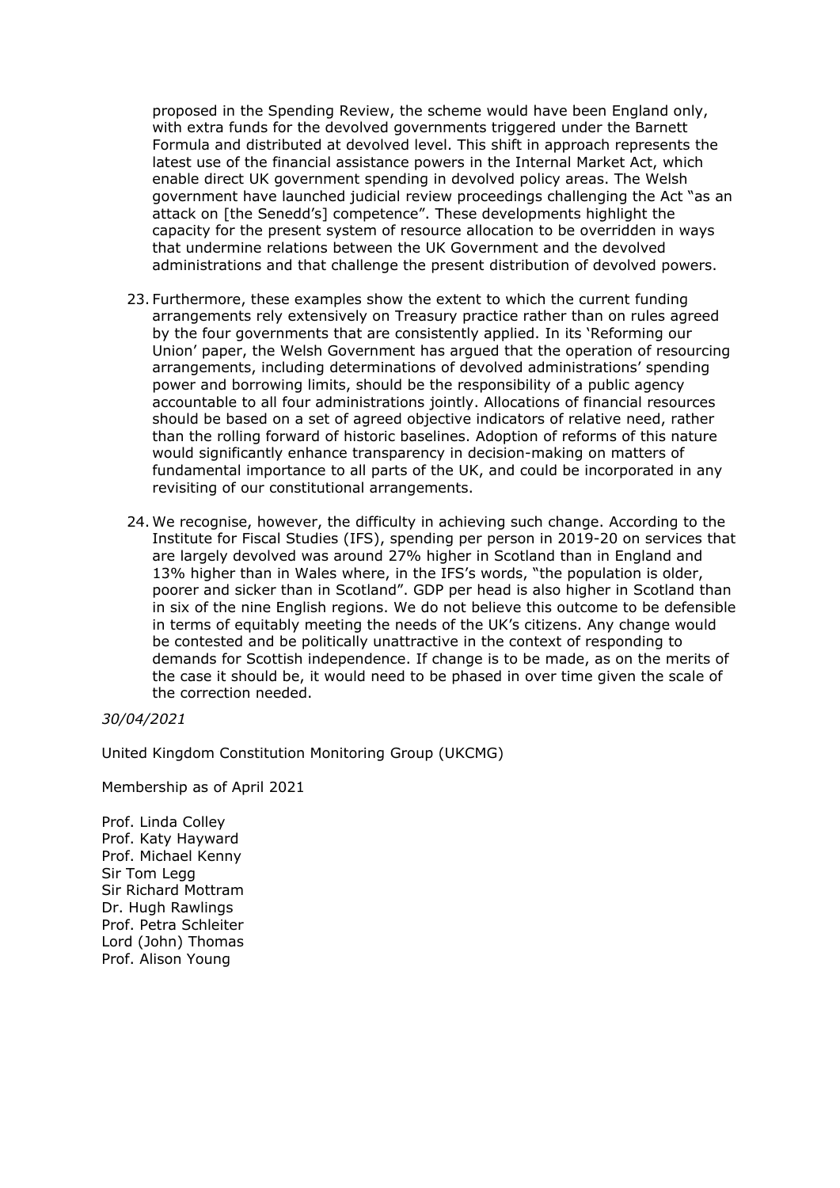proposed in the Spending Review, the scheme would have been England only, with extra funds for the devolved governments triggered under the Barnett Formula and distributed at devolved level. This shift in approach represents the latest use of the financial assistance powers in the Internal Market Act, which enable direct UK government spending in devolved policy areas. The Welsh government have launched judicial review proceedings challenging the Act "as an attack on [the Senedd's] competence". These developments highlight the capacity for the present system of resource allocation to be overridden in ways that undermine relations between the UK Government and the devolved administrations and that challenge the present distribution of devolved powers.

23. Furthermore, these examples show the extent to which the current funding arrangements rely extensively on Treasury practice rather than on rules agreed by the four governments that are consistently applied. In its 'Reforming our Union' paper, the Welsh Government has argued that the operation of resourcing arrangements, including determinations of devolved administrations' spending power and borrowing limits, should be the responsibility of a public agency accountable to all four administrations jointly. Allocations of financial resources should be based on a set of agreed objective indicators of relative need, rather than the rolling forward of historic baselines. Adoption of reforms of this nature would significantly enhance transparency in decision-making on matters of fundamental importance to all parts of the UK, and could be incorporated in any revisiting of our constitutional arrangements.

24. We recognise, however, the difficulty in achieving such change. According to the Institute for Fiscal Studies (IFS), spending per person in 2019-20 on services that are largely devolved was around 27% higher in Scotland than in England and 13% higher than in Wales where, in the IFS's words, "the population is older, poorer and sicker than in Scotland". GDP per head is also higher in Scotland than in six of the nine English regions. We do not believe this outcome to be defensible in terms of equitably meeting the needs of the UK's citizens. Any change would be contested and be politically unattractive in the context of responding to demands for Scottish independence. If change is to be made, as on the merits of the case it should be, it would need to be phased in over time given the scale of the correction needed.

*30/04/2021*

United Kingdom Constitution Monitoring Group (UKCMG)

Membership as of April 2021

Prof. Linda Colley
Prof. Katy Hayward
Prof. Michael Kenny
Sir Tom Legg
Sir Richard Mottram
Dr. Hugh Rawlings
Prof. Petra Schleiter
Lord (John) Thomas
Prof. Alison Young